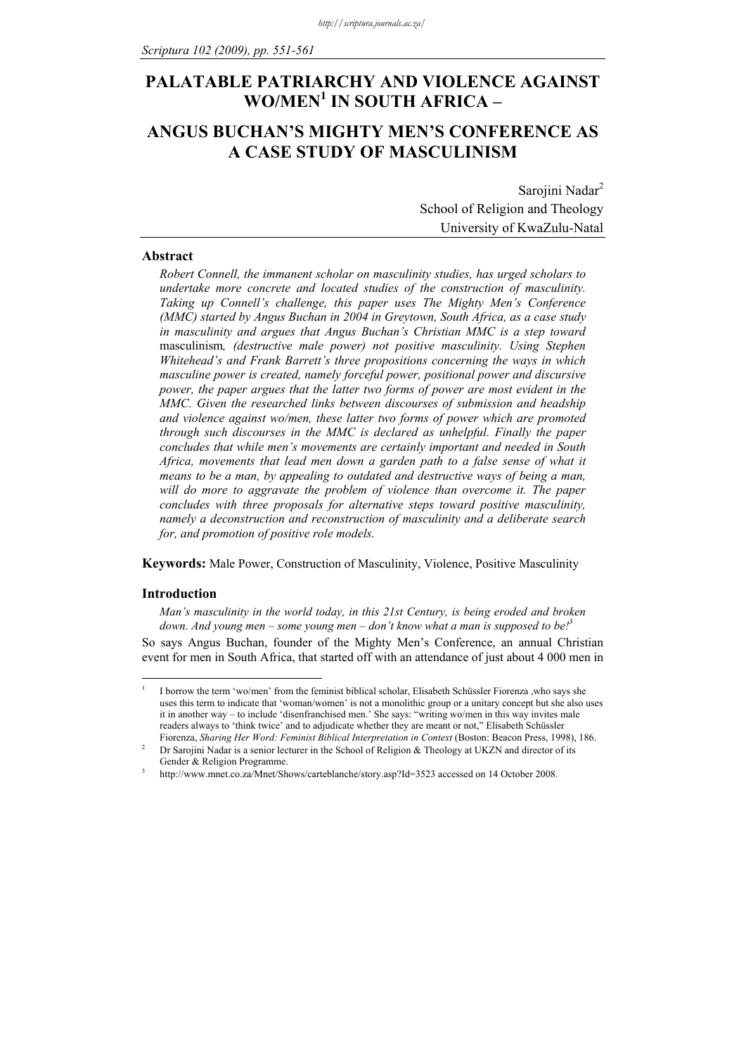# PALATABLE PATRIARCHY AND VIOLENCE AGAINST WO/MEN[1] IN SOUTH AFRICA –

# ANGUS BUCHAN'S MIGHTY MEN'S CONFERENCE AS A CASE STUDY OF MASCULINISM

Sarojini Nadar[2]
School of Religion and Theology
University of KwaZulu-Natal

## Abstract

*Robert Connell, the immanent scholar on masculinity studies, has urged scholars to undertake more concrete and located studies of the construction of masculinity. Taking up Connell's challenge, this paper uses The Mighty Men's Conference (MMC) started by Angus Buchan in 2004 in Greytown, South Africa, as a case study in masculinity and argues that Angus Buchan's Christian MMC is a step toward* masculinism*, (destructive male power) not positive masculinity. Using Stephen Whitehead's and Frank Barrett's three propositions concerning the ways in which masculine power is created, namely forceful power, positional power and discursive power, the paper argues that the latter two forms of power are most evident in the MMC. Given the researched links between discourses of submission and headship and violence against wo/men, these latter two forms of power which are promoted through such discourses in the MMC is declared as unhelpful. Finally the paper concludes that while men's movements are certainly important and needed in South Africa, movements that lead men down a garden path to a false sense of what it means to be a man, by appealing to outdated and destructive ways of being a man, will do more to aggravate the problem of violence than overcome it. The paper concludes with three proposals for alternative steps toward positive masculinity, namely a deconstruction and reconstruction of masculinity and a deliberate search for, and promotion of positive role models.*

**Keywords:** Male Power, Construction of Masculinity, Violence, Positive Masculinity

## Introduction

*Man's masculinity in the world today, in this 21st Century, is being eroded and broken down. And young men – some young men – don't know what a man is supposed to be!*[3]

So says Angus Buchan, founder of the Mighty Men's Conference, an annual Christian event for men in South Africa, that started off with an attendance of just about 4 000 men in

---

[1] I borrow the term 'wo/men' from the feminist biblical scholar, Elisabeth Schüssler Fiorenza ,who says she uses this term to indicate that 'woman/women' is not a monolithic group or a unitary concept but she also uses it in another way – to include 'disenfranchised men.' She says: "writing wo/men in this way invites male readers always to 'think twice' and to adjudicate whether they are meant or not," Elisabeth Schüssler Fiorenza, *Sharing Her Word: Feminist Biblical Interpretation in Context* (Boston: Beacon Press, 1998), 186.

[2] Dr Sarojini Nadar is a senior lecturer in the School of Religion & Theology at UKZN and director of its Gender & Religion Programme.

[3] http://www.mnet.co.za/Mnet/Shows/carteblanche/story.asp?Id=3523 accessed on 14 October 2008.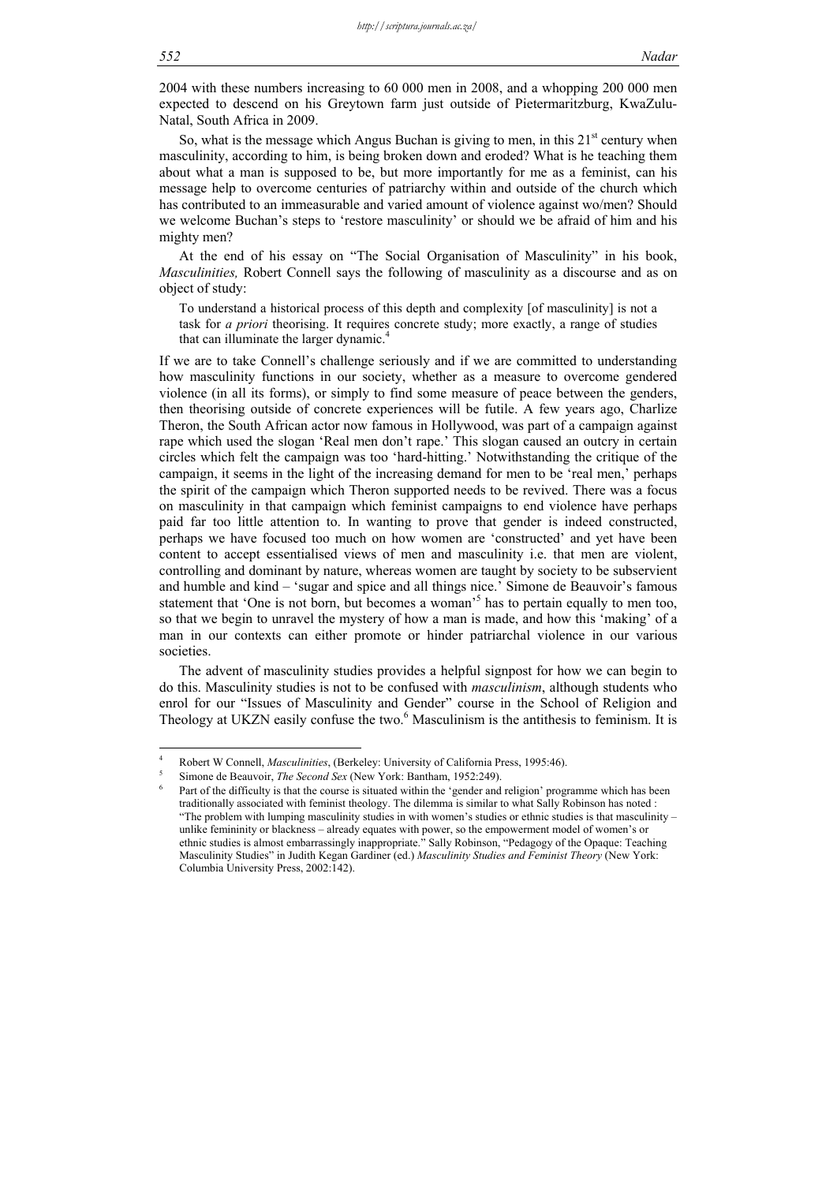2004 with these numbers increasing to 60 000 men in 2008, and a whopping 200 000 men expected to descend on his Greytown farm just outside of Pietermaritzburg, KwaZulu-Natal, South Africa in 2009.

So, what is the message which Angus Buchan is giving to men, in this 21st century when masculinity, according to him, is being broken down and eroded? What is he teaching them about what a man is supposed to be, but more importantly for me as a feminist, can his message help to overcome centuries of patriarchy within and outside of the church which has contributed to an immeasurable and varied amount of violence against wo/men? Should we welcome Buchan's steps to 'restore masculinity' or should we be afraid of him and his mighty men?

At the end of his essay on "The Social Organisation of Masculinity" in his book, *Masculinities,* Robert Connell says the following of masculinity as a discourse and as on object of study:

> To understand a historical process of this depth and complexity [of masculinity] is not a task for *a priori* theorising. It requires concrete study; more exactly, a range of studies that can illuminate the larger dynamic.[4]

If we are to take Connell's challenge seriously and if we are committed to understanding how masculinity functions in our society, whether as a measure to overcome gendered violence (in all its forms), or simply to find some measure of peace between the genders, then theorising outside of concrete experiences will be futile. A few years ago, Charlize Theron, the South African actor now famous in Hollywood, was part of a campaign against rape which used the slogan 'Real men don't rape.' This slogan caused an outcry in certain circles which felt the campaign was too 'hard-hitting.' Notwithstanding the critique of the campaign, it seems in the light of the increasing demand for men to be 'real men,' perhaps the spirit of the campaign which Theron supported needs to be revived. There was a focus on masculinity in that campaign which feminist campaigns to end violence have perhaps paid far too little attention to. In wanting to prove that gender is indeed constructed, perhaps we have focused too much on how women are 'constructed' and yet have been content to accept essentialised views of men and masculinity i.e. that men are violent, controlling and dominant by nature, whereas women are taught by society to be subservient and humble and kind – 'sugar and spice and all things nice.' Simone de Beauvoir's famous statement that 'One is not born, but becomes a woman'[5] has to pertain equally to men too, so that we begin to unravel the mystery of how a man is made, and how this 'making' of a man in our contexts can either promote or hinder patriarchal violence in our various societies.

The advent of masculinity studies provides a helpful signpost for how we can begin to do this. Masculinity studies is not to be confused with *masculinism*, although students who enrol for our "Issues of Masculinity and Gender" course in the School of Religion and Theology at UKZN easily confuse the two.[6] Masculinism is the antithesis to feminism. It is

---

[4] Robert W Connell, *Masculinities*, (Berkeley: University of California Press, 1995:46).

[5] Simone de Beauvoir, *The Second Sex* (New York: Bantham, 1952:249).

[6] Part of the difficulty is that the course is situated within the 'gender and religion' programme which has been traditionally associated with feminist theology. The dilemma is similar to what Sally Robinson has noted : "The problem with lumping masculinity studies in with women's studies or ethnic studies is that masculinity – unlike femininity or blackness – already equates with power, so the empowerment model of women's or ethnic studies is almost embarrassingly inappropriate." Sally Robinson, "Pedagogy of the Opaque: Teaching Masculinity Studies" in Judith Kegan Gardiner (ed.) *Masculinity Studies and Feminist Theory* (New York: Columbia University Press, 2002:142).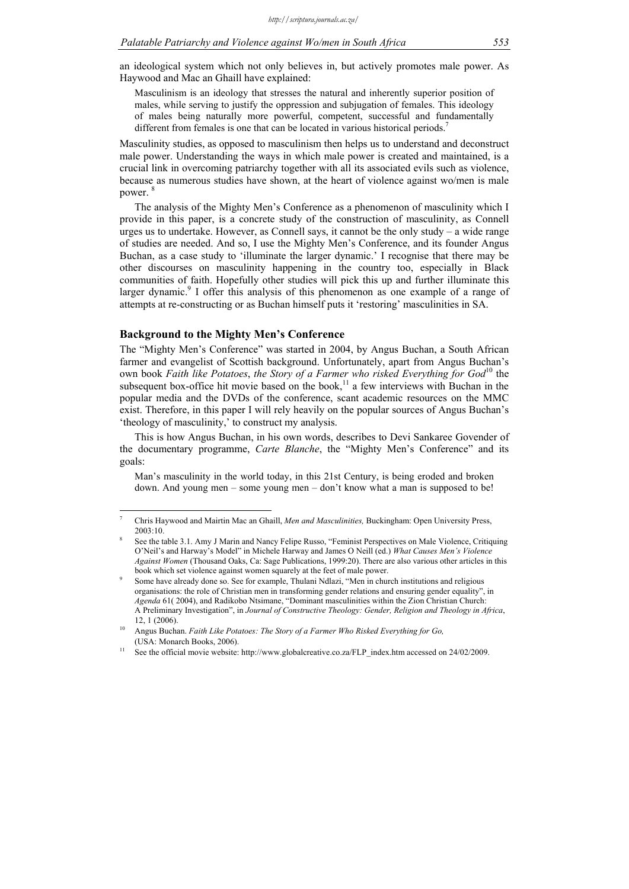an ideological system which not only believes in, but actively promotes male power. As Haywood and Mac an Ghaill have explained:

> Masculinism is an ideology that stresses the natural and inherently superior position of males, while serving to justify the oppression and subjugation of females. This ideology of males being naturally more powerful, competent, successful and fundamentally different from females is one that can be located in various historical periods.[7]

Masculinity studies, as opposed to masculinism then helps us to understand and deconstruct male power. Understanding the ways in which male power is created and maintained, is a crucial link in overcoming patriarchy together with all its associated evils such as violence, because as numerous studies have shown, at the heart of violence against wo/men is male power.[8]

The analysis of the Mighty Men's Conference as a phenomenon of masculinity which I provide in this paper, is a concrete study of the construction of masculinity, as Connell urges us to undertake. However, as Connell says, it cannot be the only study – a wide range of studies are needed. And so, I use the Mighty Men's Conference, and its founder Angus Buchan, as a case study to 'illuminate the larger dynamic.' I recognise that there may be other discourses on masculinity happening in the country too, especially in Black communities of faith. Hopefully other studies will pick this up and further illuminate this larger dynamic.[9] I offer this analysis of this phenomenon as one example of a range of attempts at re-constructing or as Buchan himself puts it 'restoring' masculinities in SA.

## Background to the Mighty Men's Conference

The "Mighty Men's Conference" was started in 2004, by Angus Buchan, a South African farmer and evangelist of Scottish background. Unfortunately, apart from Angus Buchan's own book *Faith like Potatoes*, *the Story of a Farmer who risked Everything for God*[10] the subsequent box-office hit movie based on the book,[11] a few interviews with Buchan in the popular media and the DVDs of the conference, scant academic resources on the MMC exist. Therefore, in this paper I will rely heavily on the popular sources of Angus Buchan's 'theology of masculinity,' to construct my analysis.

This is how Angus Buchan, in his own words, describes to Devi Sankaree Govender of the documentary programme, *Carte Blanche*, the "Mighty Men's Conference" and its goals:

> Man's masculinity in the world today, in this 21st Century, is being eroded and broken down. And young men – some young men – don't know what a man is supposed to be!

---

[7] Chris Haywood and Mairtin Mac an Ghaill, *Men and Masculinities,* Buckingham: Open University Press, 2003:10.

[8] See the table 3.1. Amy J Marin and Nancy Felipe Russo, "Feminist Perspectives on Male Violence, Critiquing O'Neil's and Harway's Model" in Michele Harway and James O Neill (ed.) *What Causes Men's Violence Against Women* (Thousand Oaks, Ca: Sage Publications, 1999:20). There are also various other articles in this book which set violence against women squarely at the feet of male power.

[9] Some have already done so. See for example, Thulani Ndlazi, "Men in church institutions and religious organisations: the role of Christian men in transforming gender relations and ensuring gender equality", in *Agenda* 61( 2004), and Radikobo Ntsimane, "Dominant masculinities within the Zion Christian Church: A Preliminary Investigation", in *Journal of Constructive Theology: Gender, Religion and Theology in Africa*, 12, 1 (2006).

[10] Angus Buchan. *Faith Like Potatoes: The Story of a Farmer Who Risked Everything for Go,* (USA: Monarch Books, 2006).

[11] See the official movie website: http://www.globalcreative.co.za/FLP_index.htm accessed on 24/02/2009.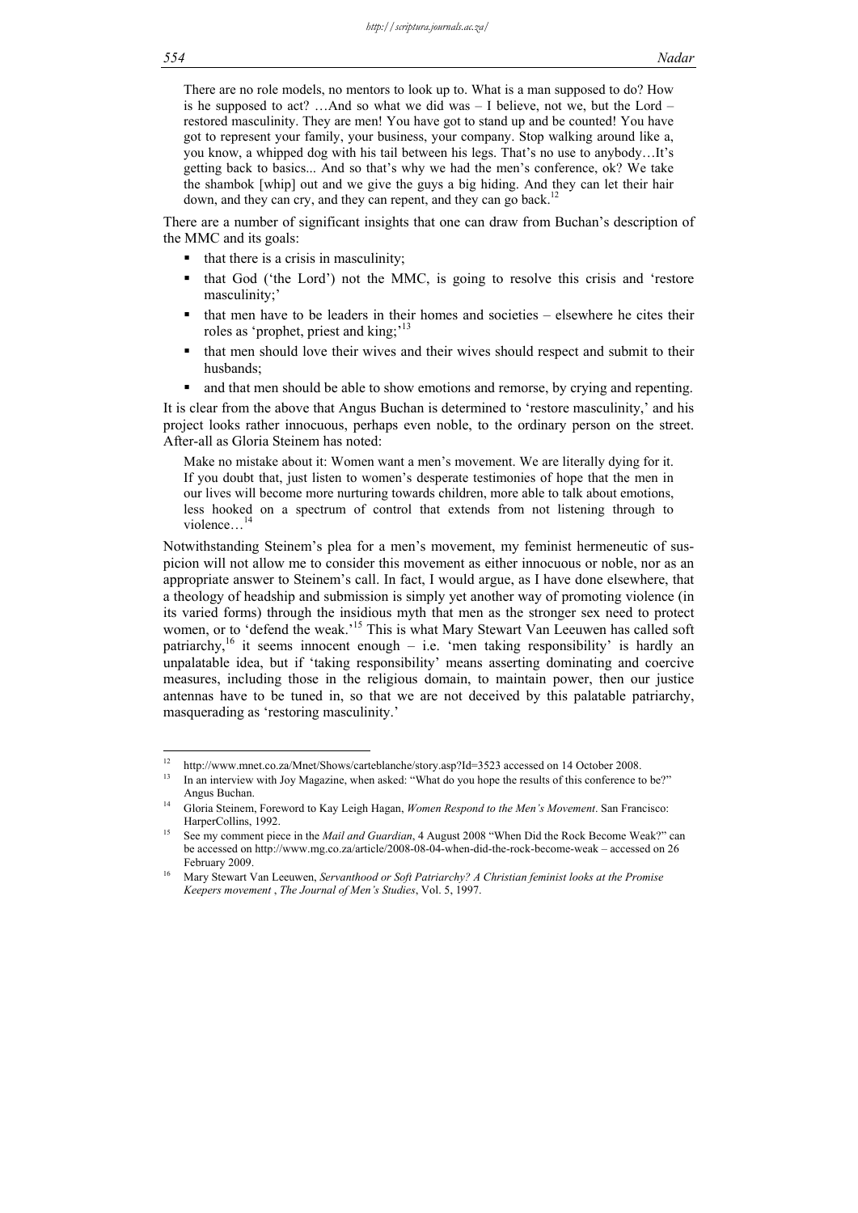> There are no role models, no mentors to look up to. What is a man supposed to do? How is he supposed to act? …And so what we did was – I believe, not we, but the Lord – restored masculinity. They are men! You have got to stand up and be counted! You have got to represent your family, your business, your company. Stop walking around like a, you know, a whipped dog with his tail between his legs. That's no use to anybody…It's getting back to basics... And so that's why we had the men's conference, ok? We take the shambok [whip] out and we give the guys a big hiding. And they can let their hair down, and they can cry, and they can repent, and they can go back.[12]

There are a number of significant insights that one can draw from Buchan's description of the MMC and its goals:

- that there is a crisis in masculinity;
- that God ('the Lord') not the MMC, is going to resolve this crisis and 'restore masculinity;'
- that men have to be leaders in their homes and societies – elsewhere he cites their roles as 'prophet, priest and king;'[13]
- that men should love their wives and their wives should respect and submit to their husbands;
- and that men should be able to show emotions and remorse, by crying and repenting.

It is clear from the above that Angus Buchan is determined to 'restore masculinity,' and his project looks rather innocuous, perhaps even noble, to the ordinary person on the street. After-all as Gloria Steinem has noted:

> Make no mistake about it: Women want a men's movement. We are literally dying for it. If you doubt that, just listen to women's desperate testimonies of hope that the men in our lives will become more nurturing towards children, more able to talk about emotions, less hooked on a spectrum of control that extends from not listening through to violence…[14]

Notwithstanding Steinem's plea for a men's movement, my feminist hermeneutic of suspicion will not allow me to consider this movement as either innocuous or noble, nor as an appropriate answer to Steinem's call. In fact, I would argue, as I have done elsewhere, that a theology of headship and submission is simply yet another way of promoting violence (in its varied forms) through the insidious myth that men as the stronger sex need to protect women, or to 'defend the weak.'[15] This is what Mary Stewart Van Leeuwen has called soft patriarchy,[16] it seems innocent enough – i.e. 'men taking responsibility' is hardly an unpalatable idea, but if 'taking responsibility' means asserting dominating and coercive measures, including those in the religious domain, to maintain power, then our justice antennas have to be tuned in, so that we are not deceived by this palatable patriarchy, masquerading as 'restoring masculinity.'

---

[12] http://www.mnet.co.za/Mnet/Shows/carteblanche/story.asp?Id=3523 accessed on 14 October 2008.

[13] In an interview with Joy Magazine, when asked: "What do you hope the results of this conference to be?" Angus Buchan.

[14] Gloria Steinem, Foreword to Kay Leigh Hagan, *Women Respond to the Men's Movement*. San Francisco: HarperCollins, 1992.

[15] See my comment piece in the *Mail and Guardian*, 4 August 2008 "When Did the Rock Become Weak?" can be accessed on http://www.mg.co.za/article/2008-08-04-when-did-the-rock-become-weak – accessed on 26 February 2009.

[16] Mary Stewart Van Leeuwen, *Servanthood or Soft Patriarchy? A Christian feminist looks at the Promise Keepers movement* , *The Journal of Men's Studies*, Vol. 5, 1997.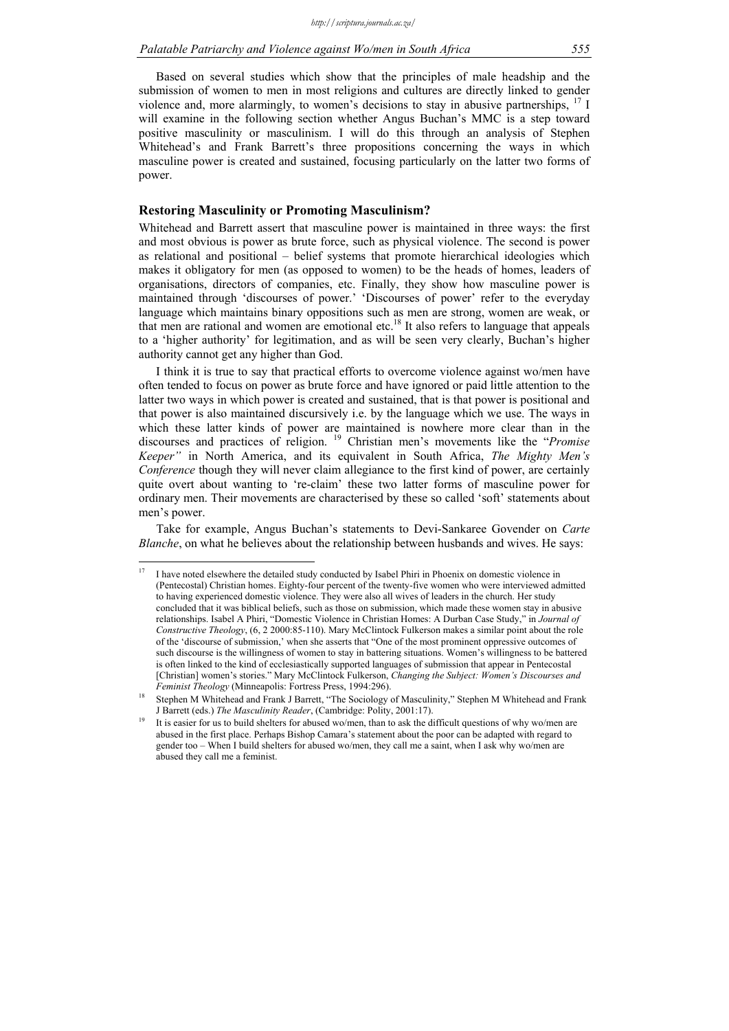Based on several studies which show that the principles of male headship and the submission of women to men in most religions and cultures are directly linked to gender violence and, more alarmingly, to women's decisions to stay in abusive partnerships, [17] I will examine in the following section whether Angus Buchan's MMC is a step toward positive masculinity or masculinism. I will do this through an analysis of Stephen Whitehead's and Frank Barrett's three propositions concerning the ways in which masculine power is created and sustained, focusing particularly on the latter two forms of power.

## Restoring Masculinity or Promoting Masculinism?

Whitehead and Barrett assert that masculine power is maintained in three ways: the first and most obvious is power as brute force, such as physical violence. The second is power as relational and positional – belief systems that promote hierarchical ideologies which makes it obligatory for men (as opposed to women) to be the heads of homes, leaders of organisations, directors of companies, etc. Finally, they show how masculine power is maintained through 'discourses of power.' 'Discourses of power' refer to the everyday language which maintains binary oppositions such as men are strong, women are weak, or that men are rational and women are emotional etc.[18] It also refers to language that appeals to a 'higher authority' for legitimation, and as will be seen very clearly, Buchan's higher authority cannot get any higher than God.

I think it is true to say that practical efforts to overcome violence against wo/men have often tended to focus on power as brute force and have ignored or paid little attention to the latter two ways in which power is created and sustained, that is that power is positional and that power is also maintained discursively i.e. by the language which we use. The ways in which these latter kinds of power are maintained is nowhere more clear than in the discourses and practices of religion. [19] Christian men's movements like the "*Promise Keeper"* in North America, and its equivalent in South Africa, *The Mighty Men's Conference* though they will never claim allegiance to the first kind of power, are certainly quite overt about wanting to 're-claim' these two latter forms of masculine power for ordinary men. Their movements are characterised by these so called 'soft' statements about men's power.

Take for example, Angus Buchan's statements to Devi-Sankaree Govender on *Carte Blanche*, on what he believes about the relationship between husbands and wives. He says:

---

[17] I have noted elsewhere the detailed study conducted by Isabel Phiri in Phoenix on domestic violence in (Pentecostal) Christian homes. Eighty-four percent of the twenty-five women who were interviewed admitted to having experienced domestic violence. They were also all wives of leaders in the church. Her study concluded that it was biblical beliefs, such as those on submission, which made these women stay in abusive relationships. Isabel A Phiri, "Domestic Violence in Christian Homes: A Durban Case Study," in *Journal of Constructive Theology*, (6, 2 2000:85-110). Mary McClintock Fulkerson makes a similar point about the role of the 'discourse of submission,' when she asserts that "One of the most prominent oppressive outcomes of such discourse is the willingness of women to stay in battering situations. Women's willingness to be battered is often linked to the kind of ecclesiastically supported languages of submission that appear in Pentecostal [Christian] women's stories." Mary McClintock Fulkerson, *Changing the Subject: Women's Discourses and Feminist Theology* (Minneapolis: Fortress Press, 1994:296).

[18] Stephen M Whitehead and Frank J Barrett, "The Sociology of Masculinity," Stephen M Whitehead and Frank J Barrett (eds.) *The Masculinity Reader*, (Cambridge: Polity, 2001:17).

[19] It is easier for us to build shelters for abused wo/men, than to ask the difficult questions of why wo/men are abused in the first place. Perhaps Bishop Camara's statement about the poor can be adapted with regard to gender too – When I build shelters for abused wo/men, they call me a saint, when I ask why wo/men are abused they call me a feminist.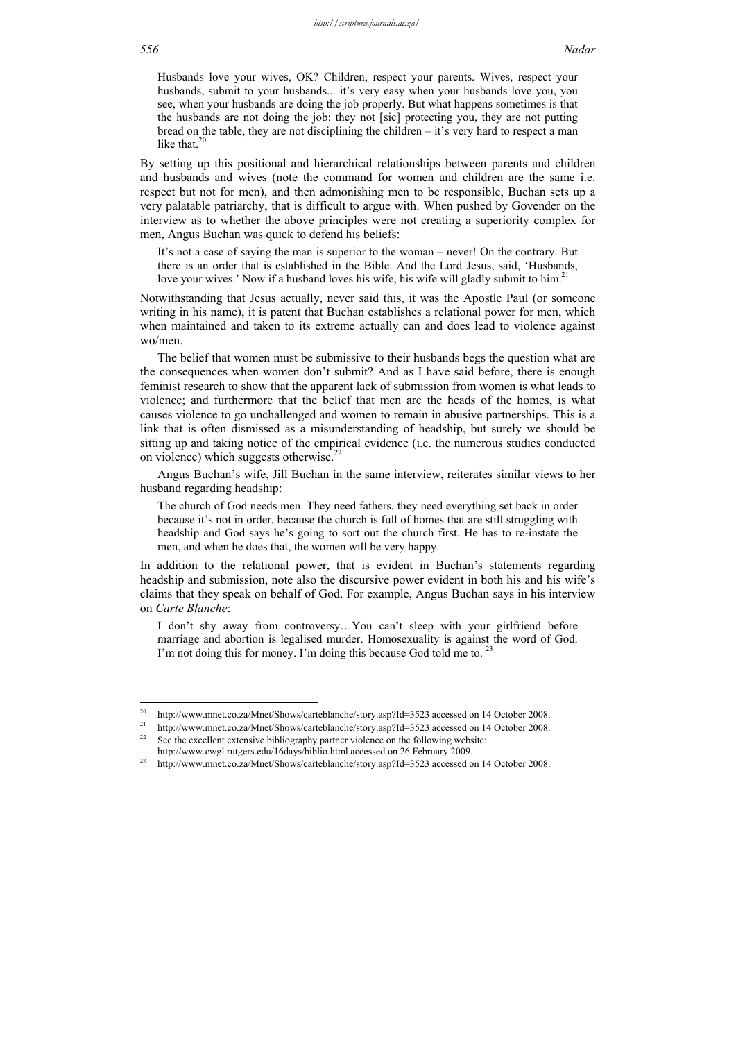> Husbands love your wives, OK? Children, respect your parents. Wives, respect your husbands, submit to your husbands... it's very easy when your husbands love you, you see, when your husbands are doing the job properly. But what happens sometimes is that the husbands are not doing the job: they not [sic] protecting you, they are not putting bread on the table, they are not disciplining the children – it's very hard to respect a man like that.[20]

By setting up this positional and hierarchical relationships between parents and children and husbands and wives (note the command for women and children are the same i.e. respect but not for men), and then admonishing men to be responsible, Buchan sets up a very palatable patriarchy, that is difficult to argue with. When pushed by Govender on the interview as to whether the above principles were not creating a superiority complex for men, Angus Buchan was quick to defend his beliefs:

> It's not a case of saying the man is superior to the woman – never! On the contrary. But there is an order that is established in the Bible. And the Lord Jesus, said, 'Husbands, love your wives.' Now if a husband loves his wife, his wife will gladly submit to him.[21]

Notwithstanding that Jesus actually, never said this, it was the Apostle Paul (or someone writing in his name), it is patent that Buchan establishes a relational power for men, which when maintained and taken to its extreme actually can and does lead to violence against wo/men.

The belief that women must be submissive to their husbands begs the question what are the consequences when women don't submit? And as I have said before, there is enough feminist research to show that the apparent lack of submission from women is what leads to violence; and furthermore that the belief that men are the heads of the homes, is what causes violence to go unchallenged and women to remain in abusive partnerships. This is a link that is often dismissed as a misunderstanding of headship, but surely we should be sitting up and taking notice of the empirical evidence (i.e. the numerous studies conducted on violence) which suggests otherwise.[22]

Angus Buchan's wife, Jill Buchan in the same interview, reiterates similar views to her husband regarding headship:

> The church of God needs men. They need fathers, they need everything set back in order because it's not in order, because the church is full of homes that are still struggling with headship and God says he's going to sort out the church first. He has to re-instate the men, and when he does that, the women will be very happy.

In addition to the relational power, that is evident in Buchan's statements regarding headship and submission, note also the discursive power evident in both his and his wife's claims that they speak on behalf of God. For example, Angus Buchan says in his interview on *Carte Blanche*:

> I don't shy away from controversy…You can't sleep with your girlfriend before marriage and abortion is legalised murder. Homosexuality is against the word of God. I'm not doing this for money. I'm doing this because God told me to.[23]

---

[20] http://www.mnet.co.za/Mnet/Shows/carteblanche/story.asp?Id=3523 accessed on 14 October 2008.

[21] http://www.mnet.co.za/Mnet/Shows/carteblanche/story.asp?Id=3523 accessed on 14 October 2008.

[22] See the excellent extensive bibliography partner violence on the following website: http://www.cwgl.rutgers.edu/16days/biblio.html accessed on 26 February 2009.

[23] http://www.mnet.co.za/Mnet/Shows/carteblanche/story.asp?Id=3523 accessed on 14 October 2008.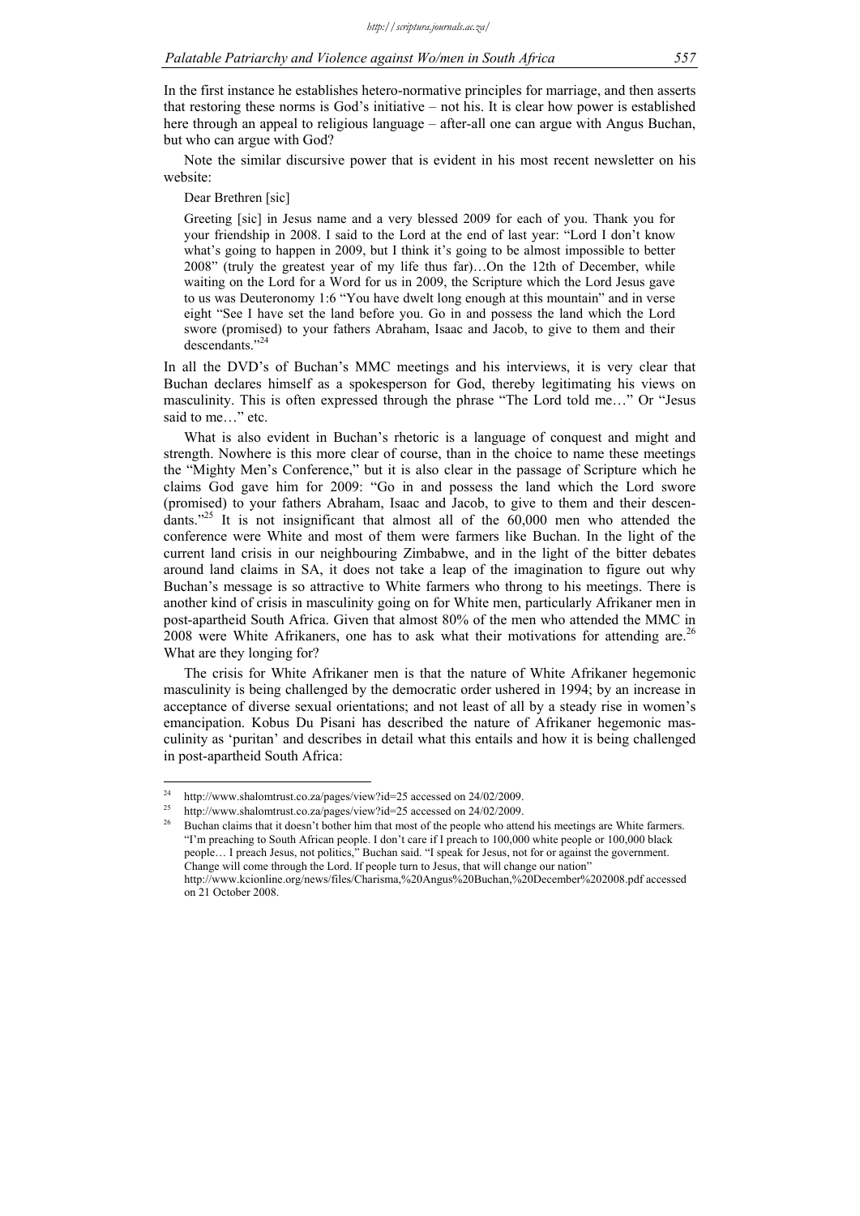In the first instance he establishes hetero-normative principles for marriage, and then asserts that restoring these norms is God's initiative – not his. It is clear how power is established here through an appeal to religious language – after-all one can argue with Angus Buchan, but who can argue with God?

Note the similar discursive power that is evident in his most recent newsletter on his website:

> Dear Brethren [sic]
>
> Greeting [sic] in Jesus name and a very blessed 2009 for each of you. Thank you for your friendship in 2008. I said to the Lord at the end of last year: "Lord I don't know what's going to happen in 2009, but I think it's going to be almost impossible to better 2008" (truly the greatest year of my life thus far)…On the 12th of December, while waiting on the Lord for a Word for us in 2009, the Scripture which the Lord Jesus gave to us was Deuteronomy 1:6 "You have dwelt long enough at this mountain" and in verse eight "See I have set the land before you. Go in and possess the land which the Lord swore (promised) to your fathers Abraham, Isaac and Jacob, to give to them and their descendants."[24]

In all the DVD's of Buchan's MMC meetings and his interviews, it is very clear that Buchan declares himself as a spokesperson for God, thereby legitimating his views on masculinity. This is often expressed through the phrase "The Lord told me…" Or "Jesus said to me…" etc.

What is also evident in Buchan's rhetoric is a language of conquest and might and strength. Nowhere is this more clear of course, than in the choice to name these meetings the "Mighty Men's Conference," but it is also clear in the passage of Scripture which he claims God gave him for 2009: "Go in and possess the land which the Lord swore (promised) to your fathers Abraham, Isaac and Jacob, to give to them and their descendants."[25] It is not insignificant that almost all of the 60,000 men who attended the conference were White and most of them were farmers like Buchan. In the light of the current land crisis in our neighbouring Zimbabwe, and in the light of the bitter debates around land claims in SA, it does not take a leap of the imagination to figure out why Buchan's message is so attractive to White farmers who throng to his meetings. There is another kind of crisis in masculinity going on for White men, particularly Afrikaner men in post-apartheid South Africa. Given that almost 80% of the men who attended the MMC in 2008 were White Afrikaners, one has to ask what their motivations for attending are.[26] What are they longing for?

The crisis for White Afrikaner men is that the nature of White Afrikaner hegemonic masculinity is being challenged by the democratic order ushered in 1994; by an increase in acceptance of diverse sexual orientations; and not least of all by a steady rise in women's emancipation. Kobus Du Pisani has described the nature of Afrikaner hegemonic masculinity as 'puritan' and describes in detail what this entails and how it is being challenged in post-apartheid South Africa:

---

[24] http://www.shalomtrust.co.za/pages/view?id=25 accessed on 24/02/2009.

[25] http://www.shalomtrust.co.za/pages/view?id=25 accessed on 24/02/2009.

[26] Buchan claims that it doesn't bother him that most of the people who attend his meetings are White farmers. "I'm preaching to South African people. I don't care if I preach to 100,000 white people or 100,000 black people… I preach Jesus, not politics," Buchan said. "I speak for Jesus, not for or against the government. Change will come through the Lord. If people turn to Jesus, that will change our nation" http://www.kcionline.org/news/files/Charisma,%20Angus%20Buchan,%20December%202008.pdf accessed on 21 October 2008.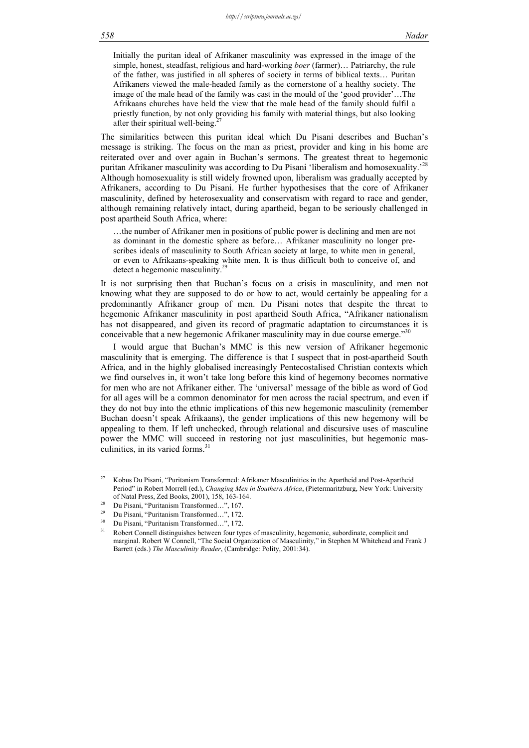> Initially the puritan ideal of Afrikaner masculinity was expressed in the image of the simple, honest, steadfast, religious and hard-working *boer* (farmer)… Patriarchy, the rule of the father, was justified in all spheres of society in terms of biblical texts… Puritan Afrikaners viewed the male-headed family as the cornerstone of a healthy society. The image of the male head of the family was cast in the mould of the 'good provider'…The Afrikaans churches have held the view that the male head of the family should fulfil a priestly function, by not only providing his family with material things, but also looking after their spiritual well-being.[27]

The similarities between this puritan ideal which Du Pisani describes and Buchan's message is striking. The focus on the man as priest, provider and king in his home are reiterated over and over again in Buchan's sermons. The greatest threat to hegemonic puritan Afrikaner masculinity was according to Du Pisani 'liberalism and homosexuality.'[28] Although homosexuality is still widely frowned upon, liberalism was gradually accepted by Afrikaners, according to Du Pisani. He further hypothesises that the core of Afrikaner masculinity, defined by heterosexuality and conservatism with regard to race and gender, although remaining relatively intact, during apartheid, began to be seriously challenged in post apartheid South Africa, where:

> …the number of Afrikaner men in positions of public power is declining and men are not as dominant in the domestic sphere as before… Afrikaner masculinity no longer prescribes ideals of masculinity to South African society at large, to white men in general, or even to Afrikaans-speaking white men. It is thus difficult both to conceive of, and detect a hegemonic masculinity.[29]

It is not surprising then that Buchan's focus on a crisis in masculinity, and men not knowing what they are supposed to do or how to act, would certainly be appealing for a predominantly Afrikaner group of men. Du Pisani notes that despite the threat to hegemonic Afrikaner masculinity in post apartheid South Africa, "Afrikaner nationalism has not disappeared, and given its record of pragmatic adaptation to circumstances it is conceivable that a new hegemonic Afrikaner masculinity may in due course emerge."[30]

I would argue that Buchan's MMC is this new version of Afrikaner hegemonic masculinity that is emerging. The difference is that I suspect that in post-apartheid South Africa, and in the highly globalised increasingly Pentecostalised Christian contexts which we find ourselves in, it won't take long before this kind of hegemony becomes normative for men who are not Afrikaner either. The 'universal' message of the bible as word of God for all ages will be a common denominator for men across the racial spectrum, and even if they do not buy into the ethnic implications of this new hegemonic masculinity (remember Buchan doesn't speak Afrikaans), the gender implications of this new hegemony will be appealing to them. If left unchecked, through relational and discursive uses of masculine power the MMC will succeed in restoring not just masculinities, but hegemonic masculinities, in its varied forms.[31]

---

[27] Kobus Du Pisani, "Puritanism Transformed: Afrikaner Masculinities in the Apartheid and Post-Apartheid Period" in Robert Morrell (ed.), *Changing Men in Southern Africa*, (Pietermaritzburg, New York: University of Natal Press, Zed Books, 2001), 158, 163-164.

[28] Du Pisani, "Puritanism Transformed…", 167.

[29] Du Pisani, "Puritanism Transformed…", 172.

[30] Du Pisani, "Puritanism Transformed…", 172.

[31] Robert Connell distinguishes between four types of masculinity, hegemonic, subordinate, complicit and marginal. Robert W Connell, "The Social Organization of Masculinity," in Stephen M Whitehead and Frank J Barrett (eds.) *The Masculinity Reader*, (Cambridge: Polity, 2001:34).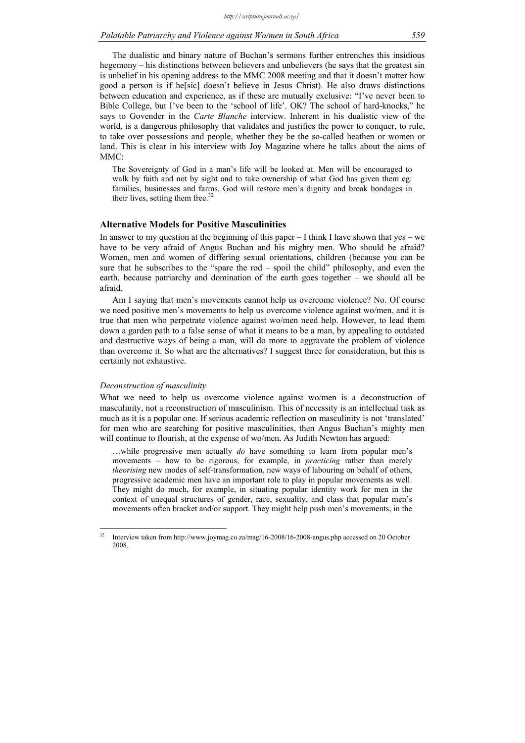The dualistic and binary nature of Buchan's sermons further entrenches this insidious hegemony – his distinctions between believers and unbelievers (he says that the greatest sin is unbelief in his opening address to the MMC 2008 meeting and that it doesn't matter how good a person is if he[sic] doesn't believe in Jesus Christ). He also draws distinctions between education and experience, as if these are mutually exclusive: "I've never been to Bible College, but I've been to the 'school of life'. OK? The school of hard-knocks," he says to Govender in the *Carte Blanche* interview. Inherent in his dualistic view of the world, is a dangerous philosophy that validates and justifies the power to conquer, to rule, to take over possessions and people, whether they be the so-called heathen or women or land. This is clear in his interview with Joy Magazine where he talks about the aims of MMC:

> The Sovereignty of God in a man's life will be looked at. Men will be encouraged to walk by faith and not by sight and to take ownership of what God has given them eg: families, businesses and farms. God will restore men's dignity and break bondages in their lives, setting them free.[32]

## Alternative Models for Positive Masculinities

In answer to my question at the beginning of this paper – I think I have shown that yes – we have to be very afraid of Angus Buchan and his mighty men. Who should be afraid? Women, men and women of differing sexual orientations, children (because you can be sure that he subscribes to the "spare the rod – spoil the child" philosophy, and even the earth, because patriarchy and domination of the earth goes together – we should all be afraid.

Am I saying that men's movements cannot help us overcome violence? No. Of course we need positive men's movements to help us overcome violence against wo/men, and it is true that men who perpetrate violence against wo/men need help. However, to lead them down a garden path to a false sense of what it means to be a man, by appealing to outdated and destructive ways of being a man, will do more to aggravate the problem of violence than overcome it. So what are the alternatives? I suggest three for consideration, but this is certainly not exhaustive.

### *Deconstruction of masculinity*

What we need to help us overcome violence against wo/men is a deconstruction of masculinity, not a reconstruction of masculinism. This of necessity is an intellectual task as much as it is a popular one. If serious academic reflection on masculinity is not 'translated' for men who are searching for positive masculinities, then Angus Buchan's mighty men will continue to flourish, at the expense of wo/men. As Judith Newton has argued:

> …while progressive men actually *do* have something to learn from popular men's movements – how to be rigorous, for example, in *practicing* rather than merely *theorising* new modes of self-transformation, new ways of labouring on behalf of others, progressive academic men have an important role to play in popular movements as well. They might do much, for example, in situating popular identity work for men in the context of unequal structures of gender, race, sexuality, and class that popular men's movements often bracket and/or support. They might help push men's movements, in the

---

[32] Interview taken from http://www.joymag.co.za/mag/16-2008/16-2008-angus.php accessed on 20 October 2008.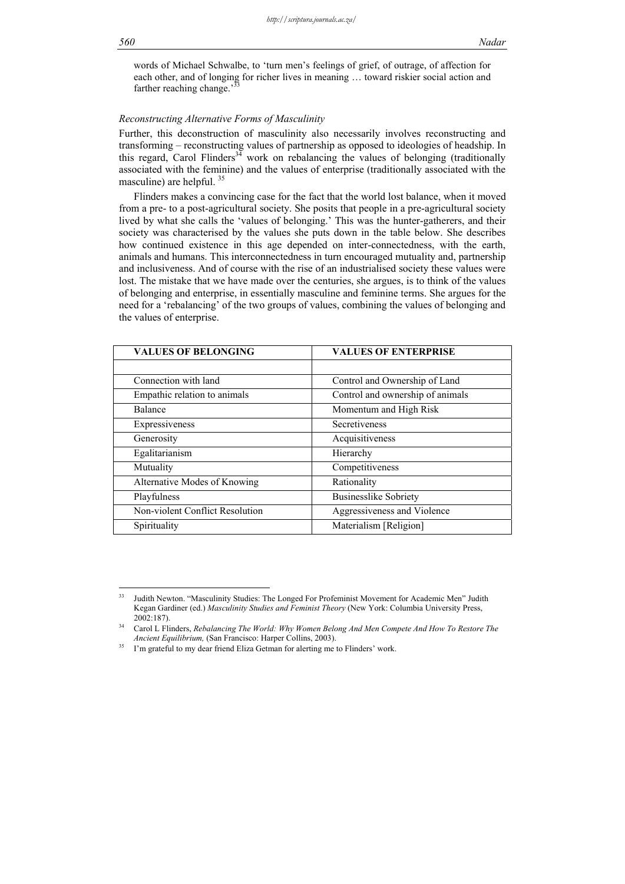words of Michael Schwalbe, to 'turn men's feelings of grief, of outrage, of affection for each other, and of longing for richer lives in meaning … toward riskier social action and farther reaching change.'[33]

### *Reconstructing Alternative Forms of Masculinity*

Further, this deconstruction of masculinity also necessarily involves reconstructing and transforming – reconstructing values of partnership as opposed to ideologies of headship. In this regard, Carol Flinders[34] work on rebalancing the values of belonging (traditionally associated with the feminine) and the values of enterprise (traditionally associated with the masculine) are helpful. [35]

Flinders makes a convincing case for the fact that the world lost balance, when it moved from a pre- to a post-agricultural society. She posits that people in a pre-agricultural society lived by what she calls the 'values of belonging.' This was the hunter-gatherers, and their society was characterised by the values she puts down in the table below. She describes how continued existence in this age depended on inter-connectedness, with the earth, animals and humans. This interconnectedness in turn encouraged mutuality and, partnership and inclusiveness. And of course with the rise of an industrialised society these values were lost. The mistake that we have made over the centuries, she argues, is to think of the values of belonging and enterprise, in essentially masculine and feminine terms. She argues for the need for a 'rebalancing' of the two groups of values, combining the values of belonging and the values of enterprise.

| VALUES OF BELONGING | VALUES OF ENTERPRISE |
|---|---|
| | |
| Connection with land | Control and Ownership of Land |
| Empathic relation to animals | Control and ownership of animals |
| Balance | Momentum and High Risk |
| Expressiveness | Secretiveness |
| Generosity | Acquisitiveness |
| Egalitarianism | Hierarchy |
| Mutuality | Competitiveness |
| Alternative Modes of Knowing | Rationality |
| Playfulness | Businesslike Sobriety |
| Non-violent Conflict Resolution | Aggressiveness and Violence |
| Spirituality | Materialism [Religion] |

---

[33] Judith Newton. "Masculinity Studies: The Longed For Profeminist Movement for Academic Men" Judith Kegan Gardiner (ed.) *Masculinity Studies and Feminist Theory* (New York: Columbia University Press, 2002:187).

[34] Carol L Flinders, *Rebalancing The World: Why Women Belong And Men Compete And How To Restore The Ancient Equilibrium,* (San Francisco: Harper Collins, 2003).

[35] I'm grateful to my dear friend Eliza Getman for alerting me to Flinders' work.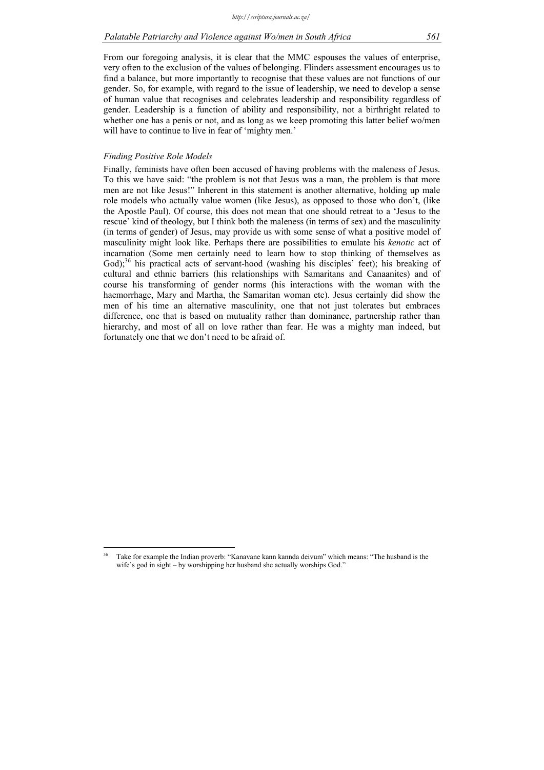From our foregoing analysis, it is clear that the MMC espouses the values of enterprise, very often to the exclusion of the values of belonging. Flinders assessment encourages us to find a balance, but more importantly to recognise that these values are not functions of our gender. So, for example, with regard to the issue of leadership, we need to develop a sense of human value that recognises and celebrates leadership and responsibility regardless of gender. Leadership is a function of ability and responsibility, not a birthright related to whether one has a penis or not, and as long as we keep promoting this latter belief wo/men will have to continue to live in fear of 'mighty men.'

### *Finding Positive Role Models*

Finally, feminists have often been accused of having problems with the maleness of Jesus. To this we have said: "the problem is not that Jesus was a man, the problem is that more men are not like Jesus!" Inherent in this statement is another alternative, holding up male role models who actually value women (like Jesus), as opposed to those who don't, (like the Apostle Paul). Of course, this does not mean that one should retreat to a 'Jesus to the rescue' kind of theology, but I think both the maleness (in terms of sex) and the masculinity (in terms of gender) of Jesus, may provide us with some sense of what a positive model of masculinity might look like. Perhaps there are possibilities to emulate his *kenotic* act of incarnation (Some men certainly need to learn how to stop thinking of themselves as God);[36] his practical acts of servant-hood (washing his disciples' feet); his breaking of cultural and ethnic barriers (his relationships with Samaritans and Canaanites) and of course his transforming of gender norms (his interactions with the woman with the haemorrhage, Mary and Martha, the Samaritan woman etc). Jesus certainly did show the men of his time an alternative masculinity, one that not just tolerates but embraces difference, one that is based on mutuality rather than dominance, partnership rather than hierarchy, and most of all on love rather than fear. He was a mighty man indeed, but fortunately one that we don't need to be afraid of.

---

[36] Take for example the Indian proverb: "Kanavane kann kannda deivum" which means: "The husband is the wife's god in sight – by worshipping her husband she actually worships God."